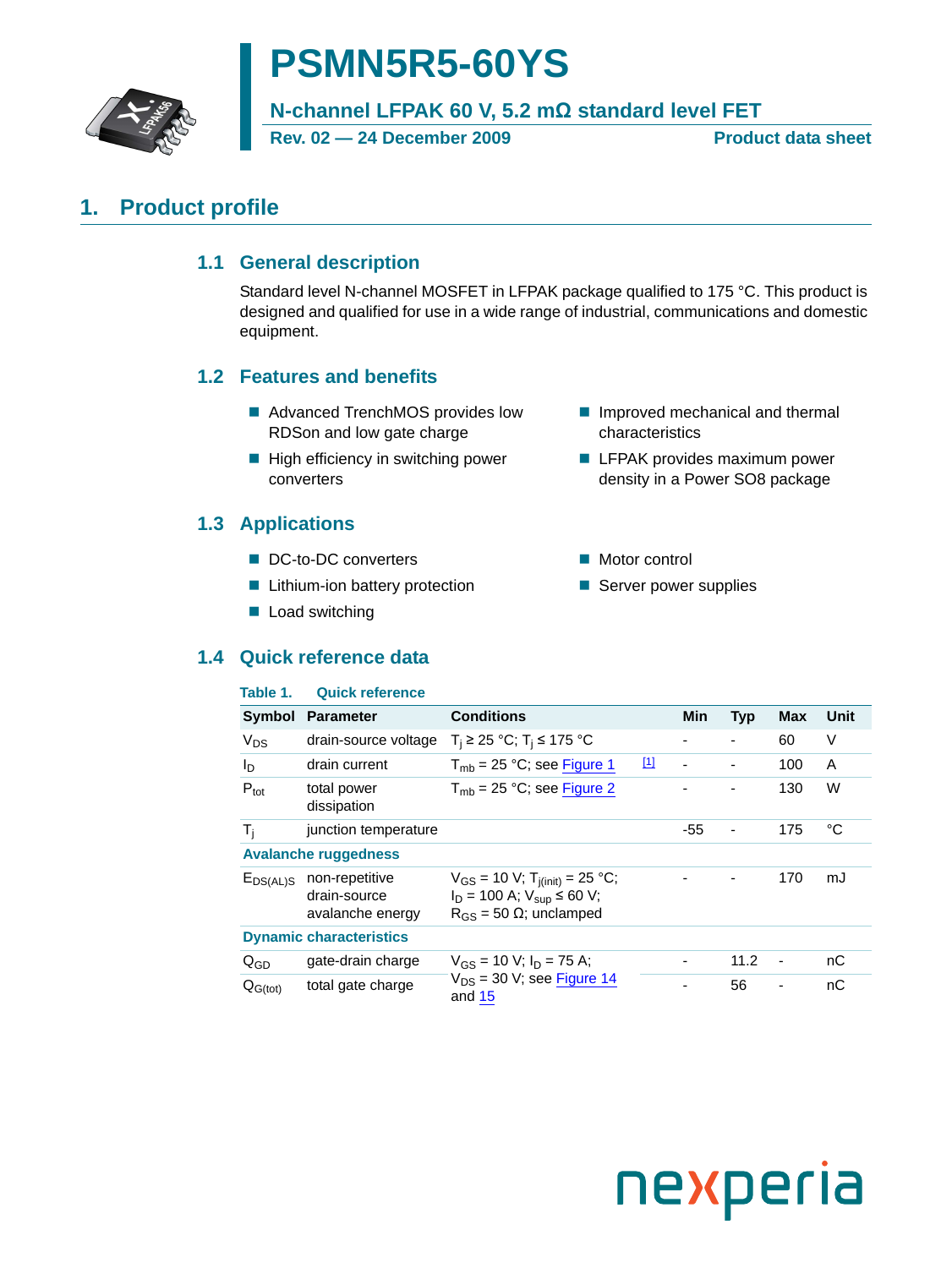# PSMN5R5-60YS

## N-channel LFPAK 60 V, 5.2 mΩ standard level FET

**Rev. 02 — 24 December 2009** **Product data sheet**

## 1. Product profile

### 1.1 General description

Standard level N-channel MOSFET in LFPAK package qualified to 175 °C. This product is designed and qualified for use in a wide range of industrial, communications and domestic equipment.

### 1.2 Features and benefits

- Advanced TrenchMOS provides low RDSon and low gate charge
- High efficiency in switching power converters
- Improved mechanical and thermal characteristics
- LFPAK provides maximum power density in a Power SO8 package

### 1.3 Applications

- DC-to-DC converters
- Lithium-ion battery protection
- Load switching
- Motor control
- Server power supplies

### 1.4 Quick reference data

**Table 1. Quick reference**

| Symbol | Parameter | Conditions | | Min | Typ | Max | Unit |
|---|---|---|---|---|---|---|---|
| $V_{DS}$ | drain-source voltage | $T_j \geq 25$ °C; $T_j \leq 175$ °C | | - | - | 60 | V |
| $I_D$ | drain current | $T_{mb} = 25$ °C; see Figure 1 | [1] | - | - | 100 | A |
| $P_{tot}$ | total power dissipation | $T_{mb} = 25$ °C; see Figure 2 | | - | - | 130 | W |
| $T_j$ | junction temperature | | | -55 | - | 175 | °C |
| **Avalanche ruggedness** | | | | | | | |
| $E_{DS(AL)S}$ | non-repetitive drain-source avalanche energy | $V_{GS} = 10$ V; $T_{j(init)} = 25$ °C; $I_D = 100$ A; $V_{sup} \leq 60$ V; $R_{GS} = 50$ Ω; unclamped | | - | - | 170 | mJ |
| **Dynamic characteristics** | | | | | | | |
| $Q_{GD}$ | gate-drain charge | $V_{GS} = 10$ V; $I_D = 75$ A; $V_{DS} = 30$ V; see Figure 14 and 15 | | - | 11.2 | - | nC |
| $Q_{G(tot)}$ | total gate charge | | | - | 56 | - | nC |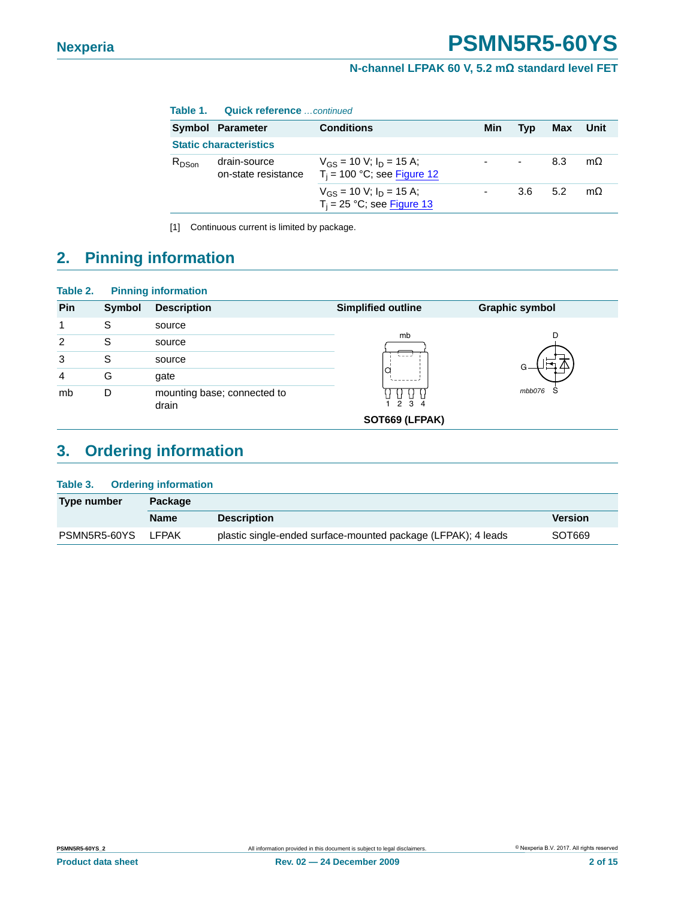**Table 1. Quick reference** *...continued*

| Symbol | Parameter | Conditions | Min | Typ | Max | Unit |
|---|---|---|---|---|---|---|
| **Static characteristics** | | | | | | |
| $R_{DSon}$ | drain-source on-state resistance | $V_{GS}$ = 10 V; $I_D$ = 15 A; $T_j$ = 100 °C; see Figure 12 | - | - | 8.3 | mΩ |
| | | $V_{GS}$ = 10 V; $I_D$ = 15 A; $T_j$ = 25 °C; see Figure 13 | - | 3.6 | 5.2 | mΩ |

[1] Continuous current is limited by package.

## 2. Pinning information

**Table 2. Pinning information**

| Pin | Symbol | Description | Simplified outline | Graphic symbol |
|---|---|---|---|---|
| 1 | S | source | SOT669 (LFPAK) | mbb076 |
| 2 | S | source | | |
| 3 | S | source | | |
| 4 | G | gate | | |
| mb | D | mounting base; connected to drain | | |

## 3. Ordering information

**Table 3. Ordering information**

| Type number | Package | | |
|---|---|---|---|
| | Name | Description | Version |
| PSMN5R5-60YS | LFPAK | plastic single-ended surface-mounted package (LFPAK); 4 leads | SOT669 |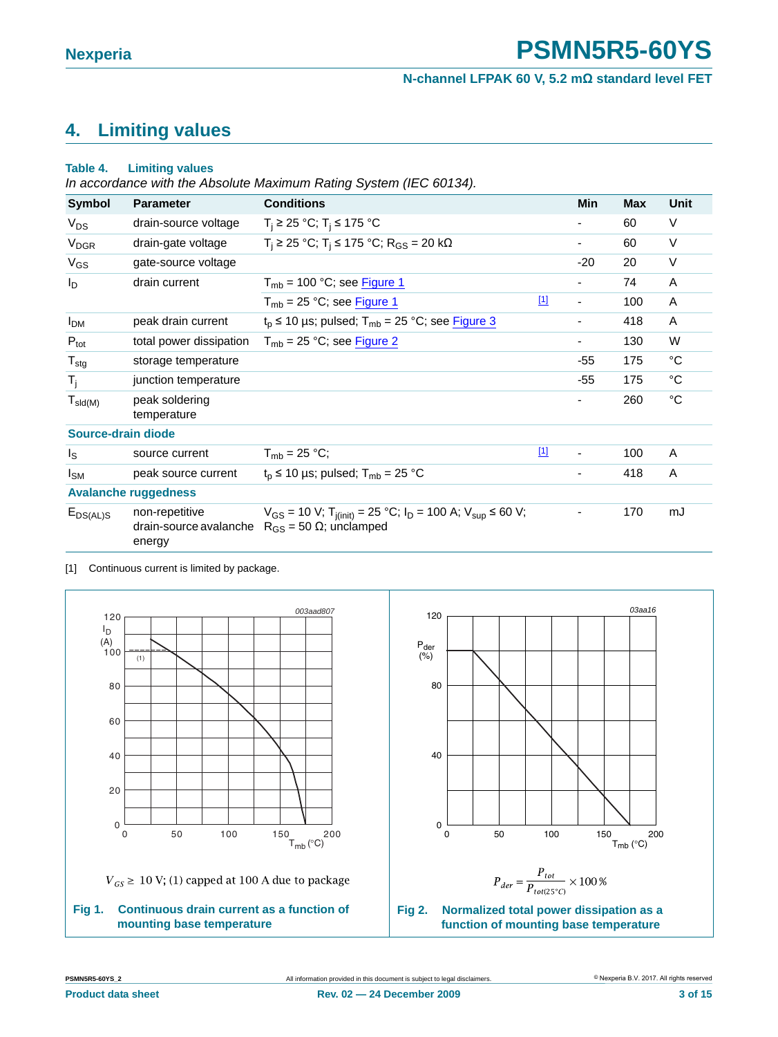## 4. Limiting values

**Table 4. Limiting values**

*In accordance with the Absolute Maximum Rating System (IEC 60134).*

| Symbol | Parameter | Conditions | | Min | Max | Unit |
|---|---|---|---|---|---|---|
| $V_{DS}$ | drain-source voltage | $T_j \geq 25$ °C; $T_j \leq 175$ °C | | - | 60 | V |
| $V_{DGR}$ | drain-gate voltage | $T_j \geq 25$ °C; $T_j \leq 175$ °C; $R_{GS} = 20$ kΩ | | - | 60 | V |
| $V_{GS}$ | gate-source voltage | | | -20 | 20 | V |
| $I_D$ | drain current | $T_{mb} = 100$ °C; see Figure 1 | | - | 74 | A |
| | | $T_{mb} = 25$ °C; see Figure 1 | [1] | - | 100 | A |
| $I_{DM}$ | peak drain current | $t_p \leq 10$ µs; pulsed; $T_{mb} = 25$ °C; see Figure 3 | | - | 418 | A |
| $P_{tot}$ | total power dissipation | $T_{mb} = 25$ °C; see Figure 2 | | - | 130 | W |
| $T_{stg}$ | storage temperature | | | -55 | 175 | °C |
| $T_j$ | junction temperature | | | -55 | 175 | °C |
| $T_{sld(M)}$ | peak soldering temperature | | | - | 260 | °C |
| **Source-drain diode** | | | | | | |
| $I_S$ | source current | $T_{mb} = 25$ °C; | [1] | - | 100 | A |
| $I_{SM}$ | peak source current | $t_p \leq 10$ µs; pulsed; $T_{mb} = 25$ °C | | - | 418 | A |
| **Avalanche ruggedness** | | | | | | |
| $E_{DS(AL)S}$ | non-repetitive drain-source avalanche energy | $V_{GS} = 10$ V; $T_{j(init)} = 25$ °C; $I_D = 100$ A; $V_{sup} \leq 60$ V; $R_{GS} = 50$ Ω; unclamped | | - | 170 | mJ |

[1] Continuous current is limited by package.

$V_{GS} \geq 10$ V; (1) capped at 100 A due to package

**Fig 1. Continuous drain current as a function of mounting base temperature**

$$P_{der} = \frac{P_{tot}}{P_{tot(25°C)}} \times 100\,\%$$

**Fig 2. Normalized total power dissipation as a function of mounting base temperature**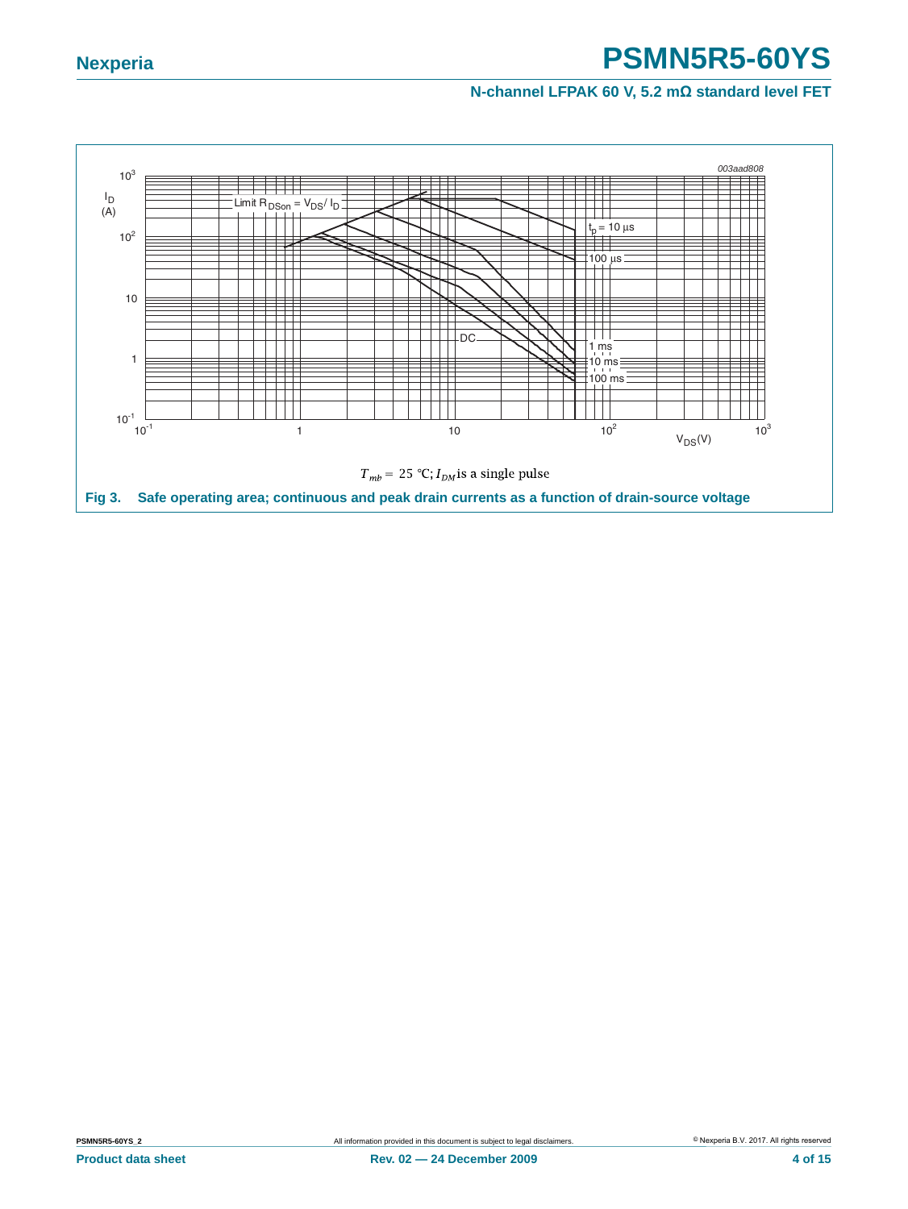003aad808

$T_{mb} = 25$ °C; $I_{DM}$ is a single pulse

**Fig 3. Safe operating area; continuous and peak drain currents as a function of drain-source voltage**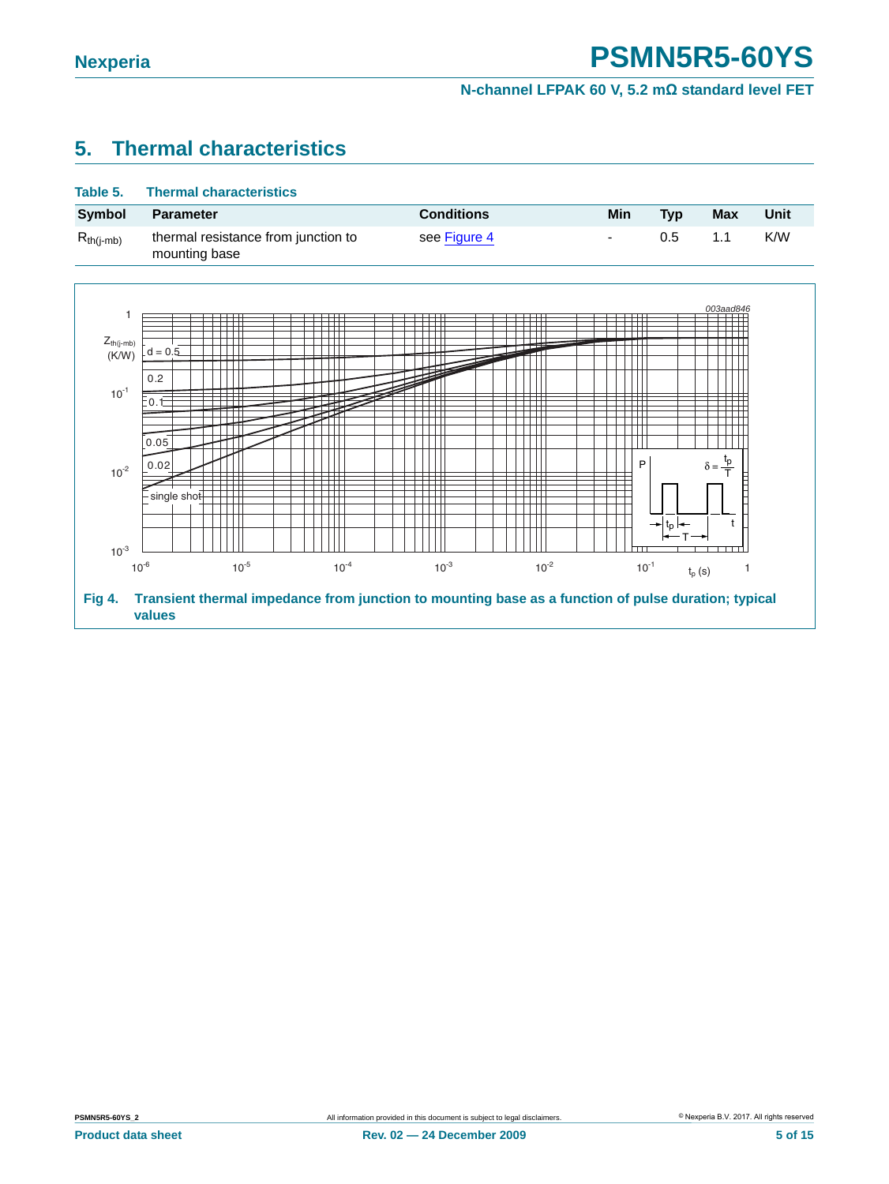## 5. Thermal characteristics

**Table 5. Thermal characteristics**

| Symbol | Parameter | Conditions | Min | Typ | Max | Unit |
|---|---|---|---|---|---|---|
| $R_{th(j-mb)}$ | thermal resistance from junction to mounting base | see Figure 4 | - | 0.5 | 1.1 | K/W |

**Fig 4. Transient thermal impedance from junction to mounting base as a function of pulse duration; typical values**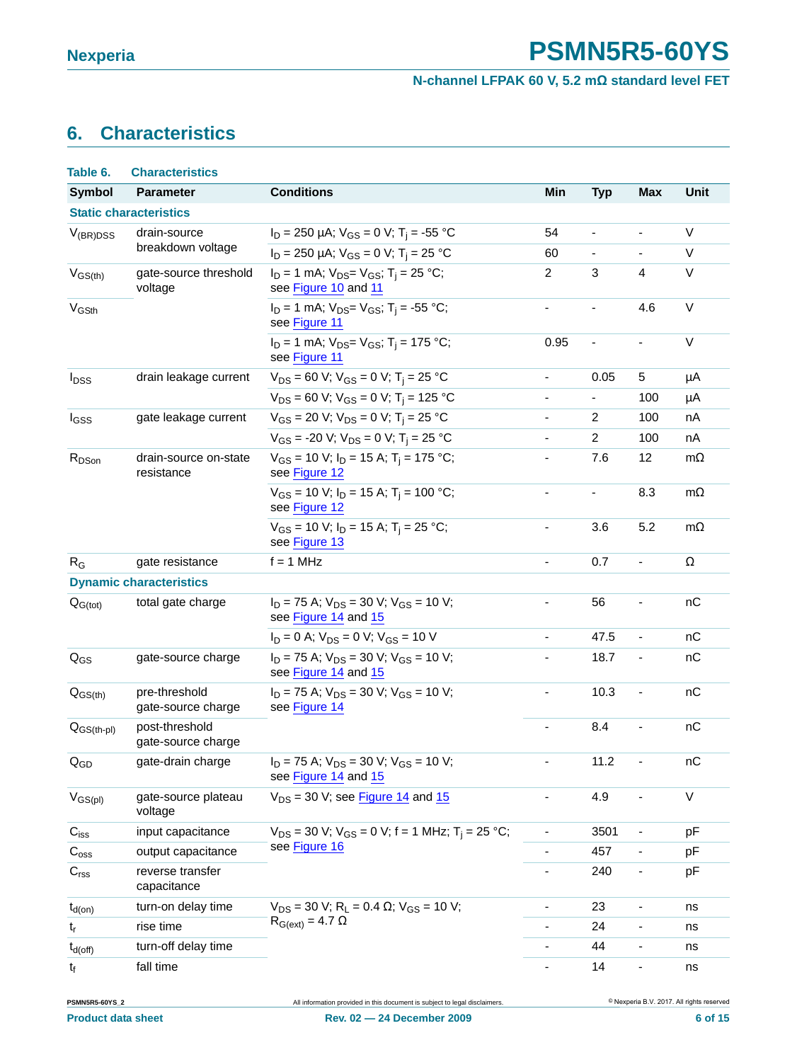## 6. Characteristics

**Table 6. Characteristics**

| Symbol | Parameter | Conditions | Min | Typ | Max | Unit |
|---|---|---|---|---|---|---|
| **Static characteristics** | | | | | | |
| $V_{(BR)DSS}$ | drain-source breakdown voltage | $I_D$ = 250 µA; $V_{GS}$ = 0 V; $T_j$ = -55 °C | 54 | - | - | V |
| | | $I_D$ = 250 µA; $V_{GS}$ = 0 V; $T_j$ = 25 °C | 60 | - | - | V |
| $V_{GS(th)}$ | gate-source threshold voltage | $I_D$ = 1 mA; $V_{DS}$= $V_{GS}$; $T_j$ = 25 °C; see Figure 10 and 11 | 2 | 3 | 4 | V |
| $V_{GSth}$ | | $I_D$ = 1 mA; $V_{DS}$= $V_{GS}$; $T_j$ = -55 °C; see Figure 11 | - | - | 4.6 | V |
| | | $I_D$ = 1 mA; $V_{DS}$= $V_{GS}$; $T_j$ = 175 °C; see Figure 11 | 0.95 | - | - | V |
| $I_{DSS}$ | drain leakage current | $V_{DS}$ = 60 V; $V_{GS}$ = 0 V; $T_j$ = 25 °C | - | 0.05 | 5 | µA |
| | | $V_{DS}$ = 60 V; $V_{GS}$ = 0 V; $T_j$ = 125 °C | - | - | 100 | µA |
| $I_{GSS}$ | gate leakage current | $V_{GS}$ = 20 V; $V_{DS}$ = 0 V; $T_j$ = 25 °C | - | 2 | 100 | nA |
| | | $V_{GS}$ = -20 V; $V_{DS}$ = 0 V; $T_j$ = 25 °C | - | 2 | 100 | nA |
| $R_{DSon}$ | drain-source on-state resistance | $V_{GS}$ = 10 V; $I_D$ = 15 A; $T_j$ = 175 °C; see Figure 12 | - | 7.6 | 12 | mΩ |
| | | $V_{GS}$ = 10 V; $I_D$ = 15 A; $T_j$ = 100 °C; see Figure 12 | - | - | 8.3 | mΩ |
| | | $V_{GS}$ = 10 V; $I_D$ = 15 A; $T_j$ = 25 °C; see Figure 13 | - | 3.6 | 5.2 | mΩ |
| $R_G$ | gate resistance | f = 1 MHz | - | 0.7 | - | Ω |
| **Dynamic characteristics** | | | | | | |
| $Q_{G(tot)}$ | total gate charge | $I_D$ = 75 A; $V_{DS}$ = 30 V; $V_{GS}$ = 10 V; see Figure 14 and 15 | - | 56 | - | nC |
| | | $I_D$ = 0 A; $V_{DS}$ = 0 V; $V_{GS}$ = 10 V | - | 47.5 | - | nC |
| $Q_{GS}$ | gate-source charge | $I_D$ = 75 A; $V_{DS}$ = 30 V; $V_{GS}$ = 10 V; see Figure 14 and 15 | - | 18.7 | - | nC |
| $Q_{GS(th)}$ | pre-threshold gate-source charge | $I_D$ = 75 A; $V_{DS}$ = 30 V; $V_{GS}$ = 10 V; see Figure 14 | - | 10.3 | - | nC |
| $Q_{GS(th-pl)}$ | post-threshold gate-source charge | | - | 8.4 | - | nC |
| $Q_{GD}$ | gate-drain charge | $I_D$ = 75 A; $V_{DS}$ = 30 V; $V_{GS}$ = 10 V; see Figure 14 and 15 | - | 11.2 | - | nC |
| $V_{GS(pl)}$ | gate-source plateau voltage | $V_{DS}$ = 30 V; see Figure 14 and 15 | - | 4.9 | - | V |
| $C_{iss}$ | input capacitance | $V_{DS}$ = 30 V; $V_{GS}$ = 0 V; f = 1 MHz; $T_j$ = 25 °C; see Figure 16 | - | 3501 | - | pF |
| $C_{oss}$ | output capacitance | | - | 457 | - | pF |
| $C_{rss}$ | reverse transfer capacitance | | - | 240 | - | pF |
| $t_{d(on)}$ | turn-on delay time | $V_{DS}$ = 30 V; $R_L$ = 0.4 Ω; $V_{GS}$ = 10 V; $R_{G(ext)}$ = 4.7 Ω | - | 23 | - | ns |
| $t_r$ | rise time | | - | 24 | - | ns |
| $t_{d(off)}$ | turn-off delay time | | - | 44 | - | ns |
| $t_f$ | fall time | | - | 14 | - | ns |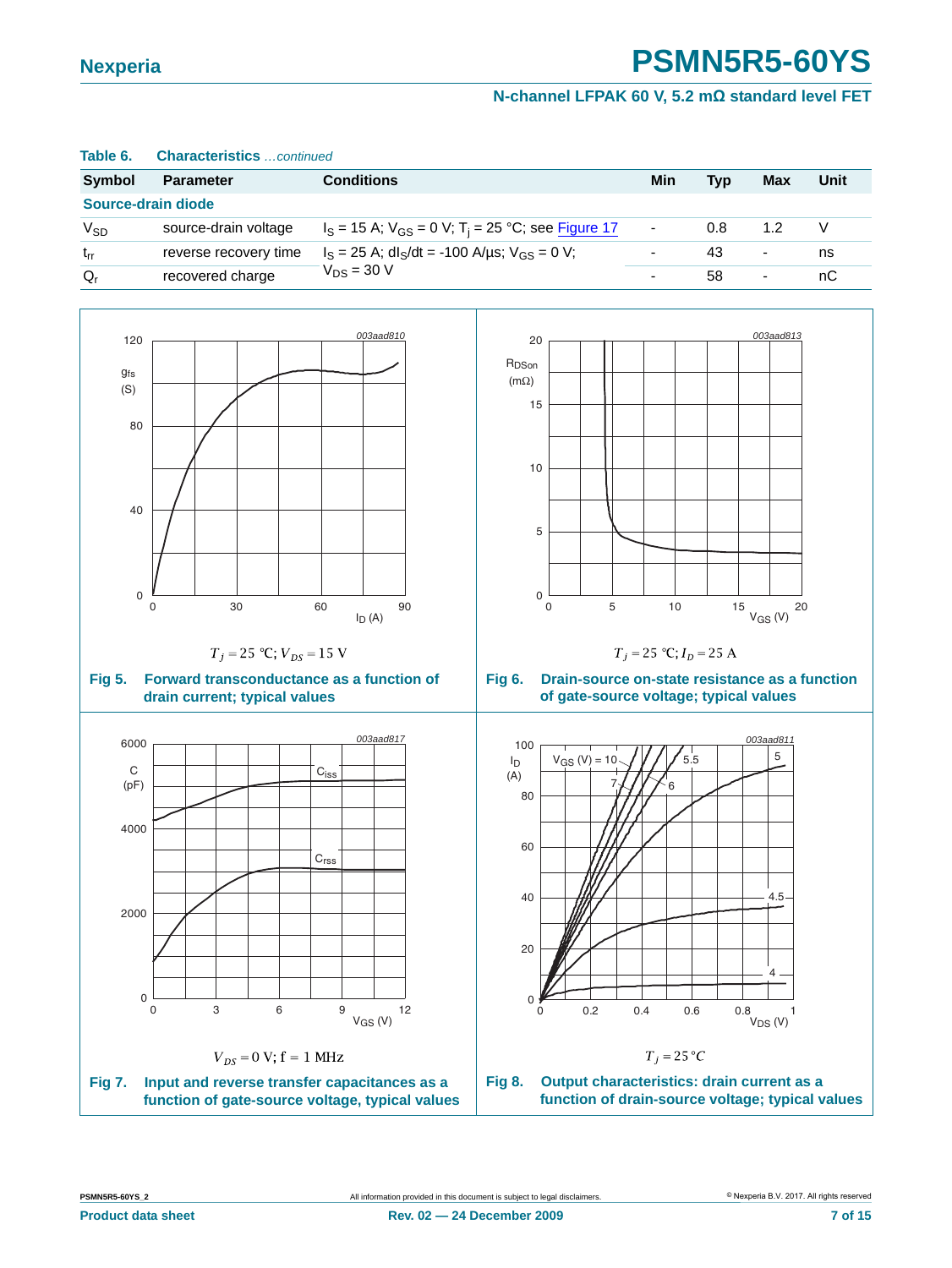**Table 6. Characteristics** *...continued*

| Symbol | Parameter | Conditions | Min | Typ | Max | Unit |
|---|---|---|---|---|---|---|
| **Source-drain diode** | | | | | | |
| $V_{SD}$ | source-drain voltage | $I_S$ = 15 A; $V_{GS}$ = 0 V; $T_j$ = 25 °C; see Figure 17 | - | 0.8 | 1.2 | V |
| $t_{rr}$ | reverse recovery time | $I_S$ = 25 A; $dI_S/dt$ = -100 A/µs; $V_{GS}$ = 0 V; $V_{DS}$ = 30 V | - | 43 | - | ns |
| $Q_r$ | recovered charge | | - | 58 | - | nC |

$T_j = 25$ °C; $V_{DS} = 15$ V

**Fig 5. Forward transconductance as a function of drain current; typical values**

$T_j = 25$ °C; $I_D = 25$ A

**Fig 6. Drain-source on-state resistance as a function of gate-source voltage; typical values**

$V_{DS} = 0$ V; f = 1 MHz

**Fig 7. Input and reverse transfer capacitances as a function of gate-source voltage, typical values**

$T_j = 25$ °C

**Fig 8. Output characteristics: drain current as a function of drain-source voltage; typical values**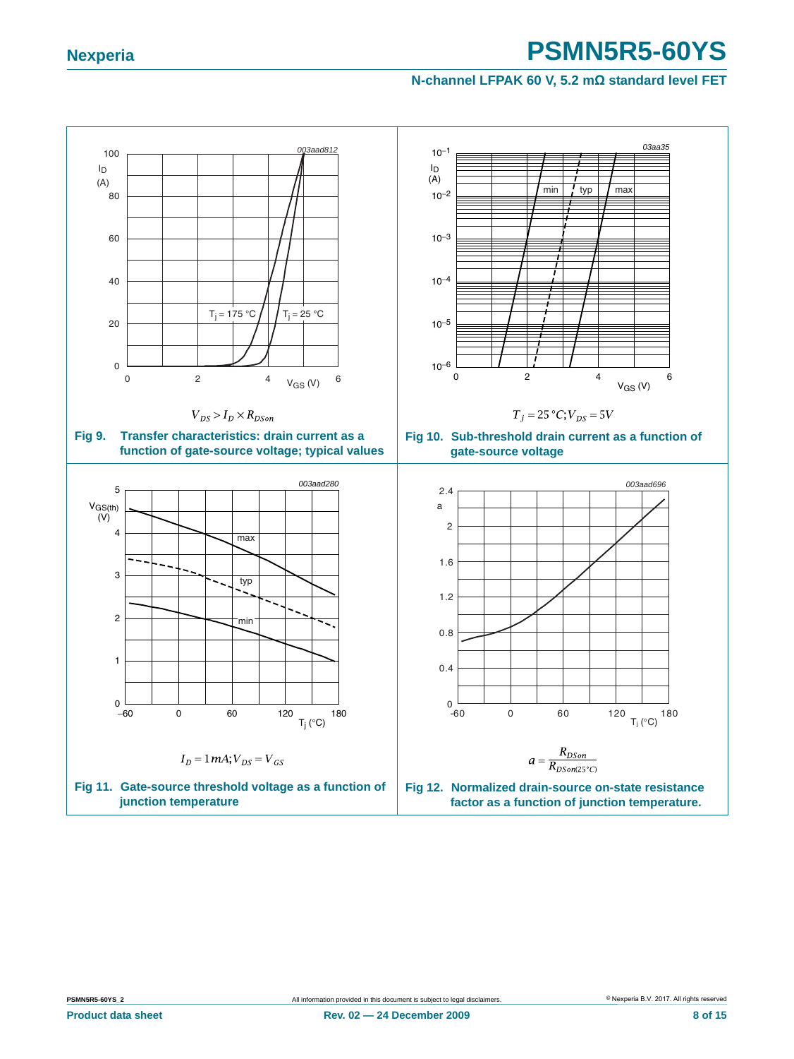$V_{DS} > I_D \times R_{DSon}$

**Fig 9. Transfer characteristics: drain current as a function of gate-source voltage; typical values**

$T_j = 25\,°C; V_{DS} = 5V$

**Fig 10. Sub-threshold drain current as a function of gate-source voltage**

$I_D = 1mA; V_{DS} = V_{GS}$

**Fig 11. Gate-source threshold voltage as a function of junction temperature**

$$a = \frac{R_{DSon}}{R_{DSon(25°C)}}$$

**Fig 12. Normalized drain-source on-state resistance factor as a function of junction temperature.**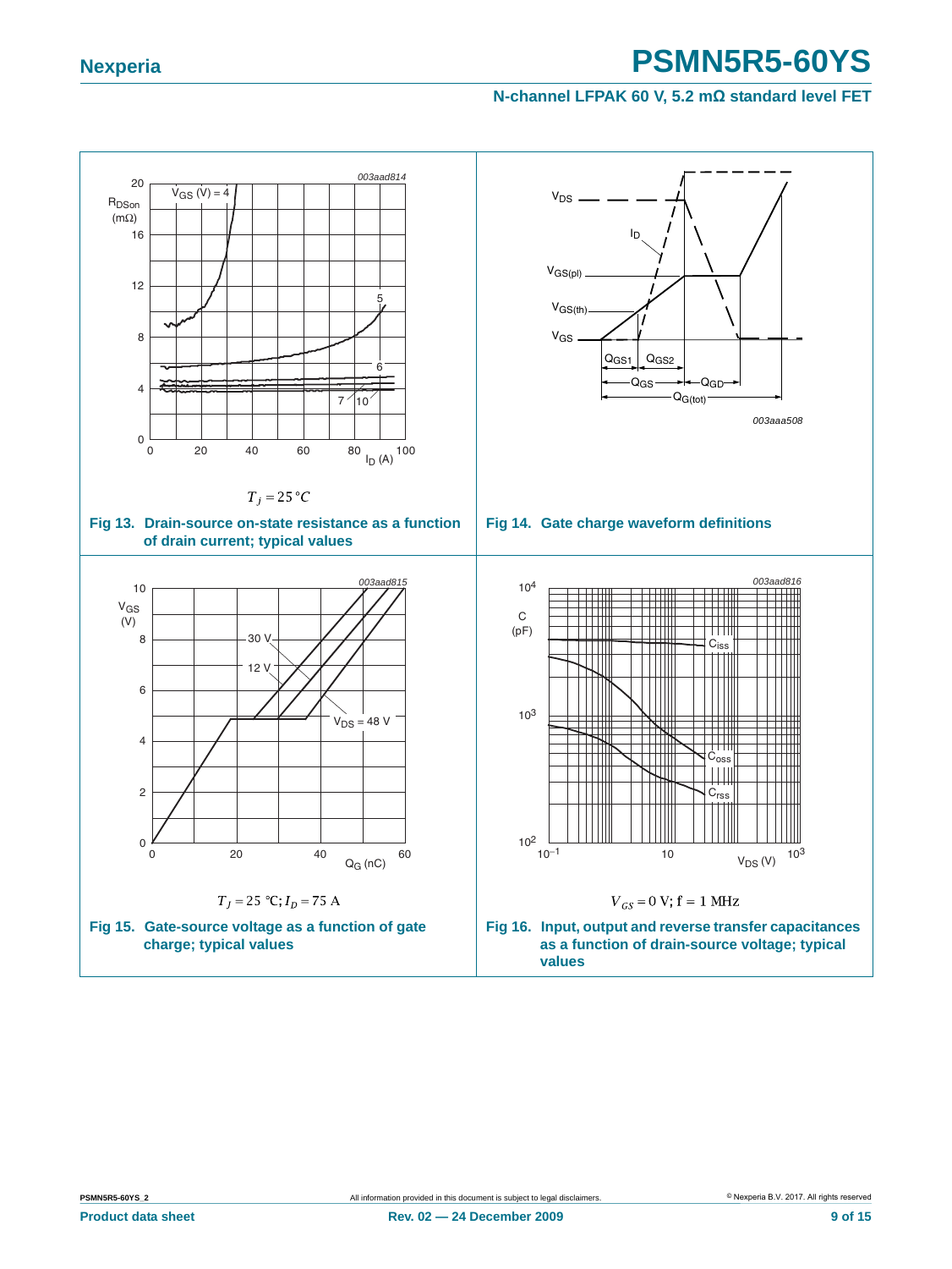$T_j = 25\,°C$

**Fig 13. Drain-source on-state resistance as a function of drain current; typical values**

**Fig 14. Gate charge waveform definitions**

$T_j = 25\ °C; I_D = 75\ A$

**Fig 15. Gate-source voltage as a function of gate charge; typical values**

$V_{GS} = 0\ V; f = 1\ MHz$

**Fig 16. Input, output and reverse transfer capacitances as a function of drain-source voltage; typical values**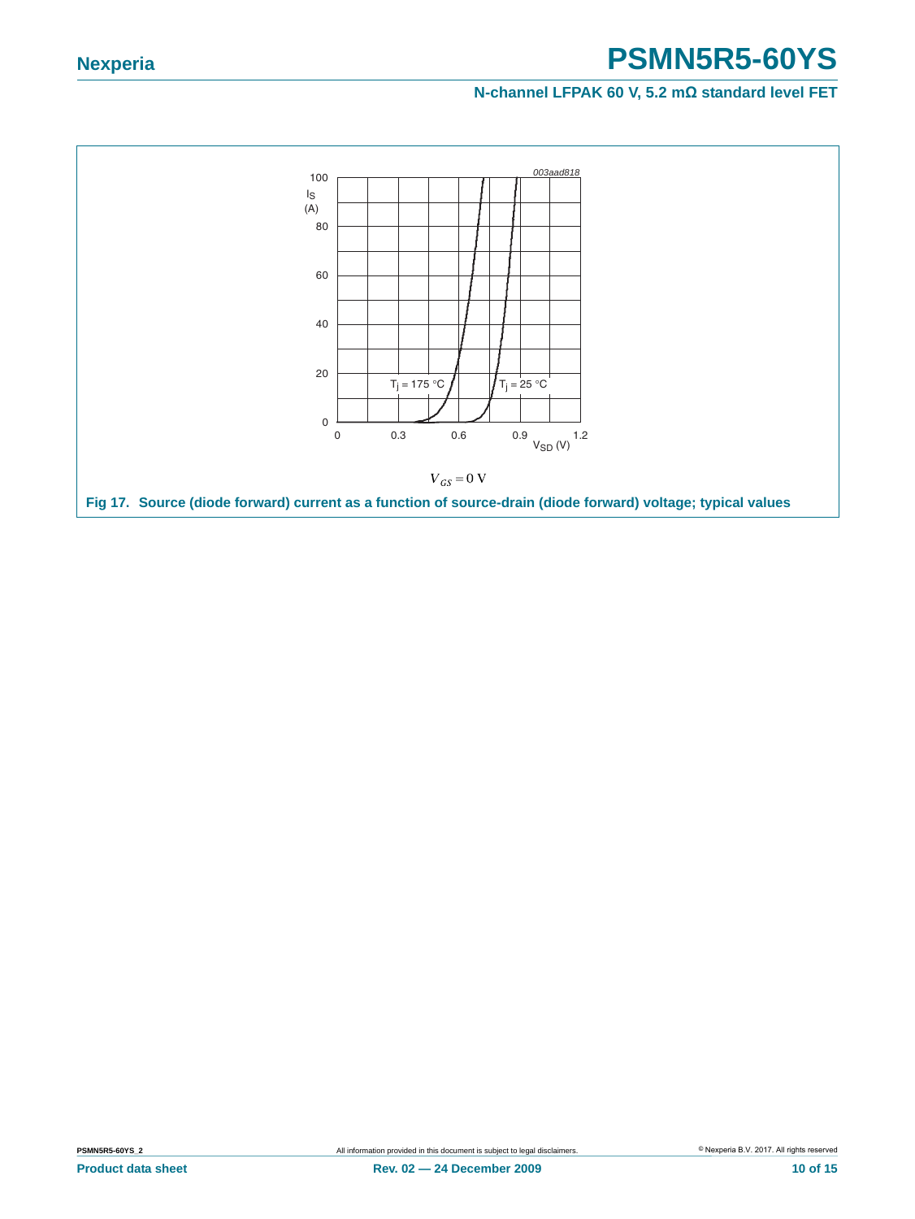$V_{GS} = 0$ V

**Fig 17. Source (diode forward) current as a function of source-drain (diode forward) voltage; typical values**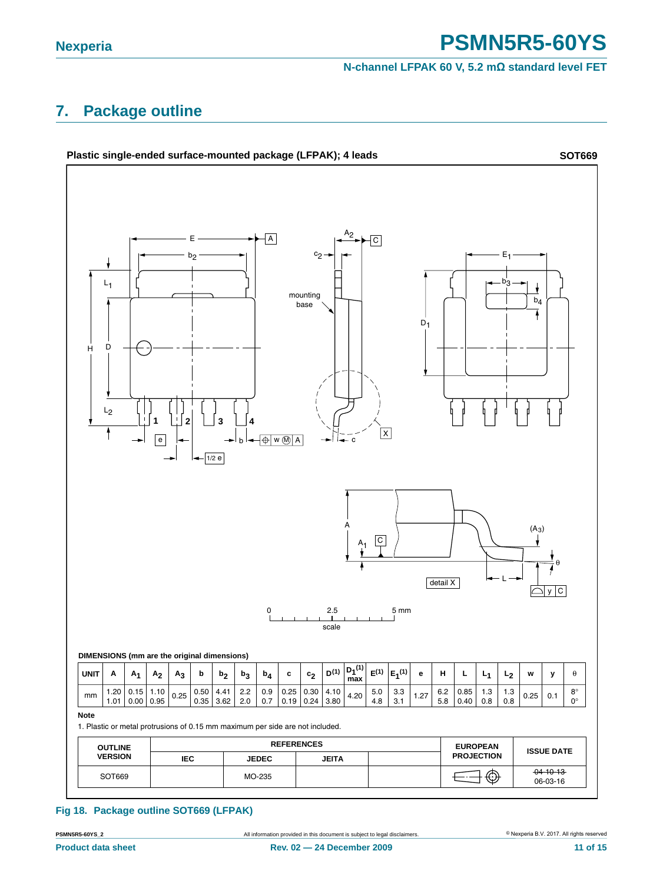# 7. Package outline

**Plastic single-ended surface-mounted package (LFPAK); 4 leads** **SOT669**

DIMENSIONS (mm are the original dimensions)

| UNIT | A | $A_1$ | $A_2$ | $A_3$ | b | $b_2$ | $b_3$ | $b_4$ | c | $c_2$ | D(1) | $D_1$(1) max | E(1) | $E_1$(1) | e | H | L | $L_1$ | $L_2$ | w | y | θ |
|---|---|---|---|---|---|---|---|---|---|---|---|---|---|---|---|---|---|---|---|---|---|---|
| mm | 1.20<br>1.01 | 0.15<br>0.00 | 1.10<br>0.95 | 0.25 | 0.50<br>0.35 | 4.41<br>3.62 | 2.2<br>2.0 | 0.9<br>0.7 | 0.25<br>0.19 | 0.30<br>0.24 | 4.10<br>3.80 | 4.20 | 5.0<br>4.8 | 3.3<br>3.1 | 1.27 | 6.2<br>5.8 | 0.85<br>0.40 | 1.3<br>0.8 | 1.3<br>0.8 | 0.25 | 0.1 | 8°<br>0° |

**Note**

1. Plastic or metal protrusions of 0.15 mm maximum per side are not included.

| OUTLINE VERSION | REFERENCES | | | | EUROPEAN PROJECTION | ISSUE DATE |
|---|---|---|---|---|---|---|
| | IEC | JEDEC | JEITA | | | |
| SOT669 | | MO-235 | | | | ~~04-10-13~~<br>06-03-16 |

**Fig 18. Package outline SOT669 (LFPAK)**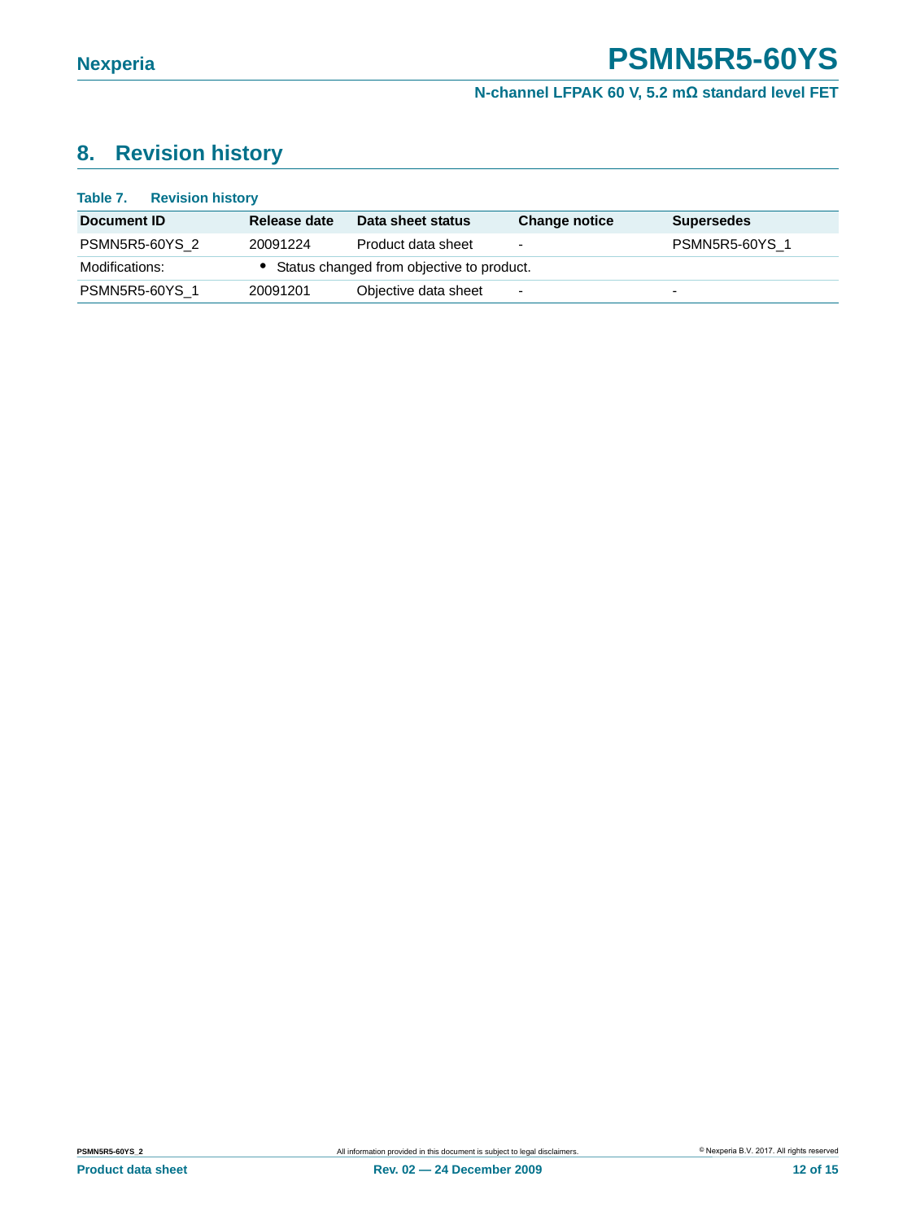## 8. Revision history

**Table 7. Revision history**

| Document ID | Release date | Data sheet status | Change notice | Supersedes |
|---|---|---|---|---|
| PSMN5R5-60YS_2 | 20091224 | Product data sheet | - | PSMN5R5-60YS_1 |
| Modifications: | • Status changed from objective to product. | | | |
| PSMN5R5-60YS_1 | 20091201 | Objective data sheet | - | - |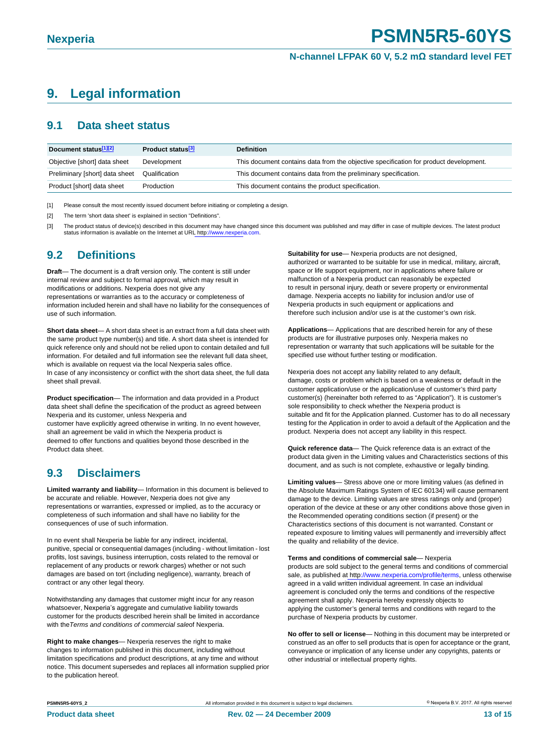# 9. Legal information

## 9.1 Data sheet status

| Document status[1][2] | Product status[3] | Definition |
|---|---|---|
| Objective [short] data sheet | Development | This document contains data from the objective specification for product development. |
| Preliminary [short] data sheet | Qualification | This document contains data from the preliminary specification. |
| Product [short] data sheet | Production | This document contains the product specification. |

[1] Please consult the most recently issued document before initiating or completing a design.

[2] The term 'short data sheet' is explained in section "Definitions".

[3] The product status of device(s) described in this document may have changed since this document was published and may differ in case of multiple devices. The latest product status information is available on the Internet at URL http://www.nexperia.com.

## 9.2 Definitions

**Draft**— The document is a draft version only. The content is still under internal review and subject to formal approval, which may result in modifications or additions. Nexperia does not give any representations or warranties as to the accuracy or completeness of information included herein and shall have no liability for the consequences of use of such information.

**Short data sheet**— A short data sheet is an extract from a full data sheet with the same product type number(s) and title. A short data sheet is intended for quick reference only and should not be relied upon to contain detailed and full information. For detailed and full information see the relevant full data sheet, which is available on request via the local Nexperia sales office. In case of any inconsistency or conflict with the short data sheet, the full data sheet shall prevail.

**Product specification**— The information and data provided in a Product data sheet shall define the specification of the product as agreed between Nexperia and its customer, unless Nexperia and customer have explicitly agreed otherwise in writing. In no event however, shall an agreement be valid in which the Nexperia product is deemed to offer functions and qualities beyond those described in the Product data sheet.

## 9.3 Disclaimers

**Limited warranty and liability**— Information in this document is believed to be accurate and reliable. However, Nexperia does not give any representations or warranties, expressed or implied, as to the accuracy or completeness of such information and shall have no liability for the consequences of use of such information.

In no event shall Nexperia be liable for any indirect, incidental, punitive, special or consequential damages (including - without limitation - lost profits, lost savings, business interruption, costs related to the removal or replacement of any products or rework charges) whether or not such damages are based on tort (including negligence), warranty, breach of contract or any other legal theory.

Notwithstanding any damages that customer might incur for any reason whatsoever, Nexperia's aggregate and cumulative liability towards customer for the products described herein shall be limited in accordance with the *Terms and conditions of commercial sale* of Nexperia.

**Right to make changes**— Nexperia reserves the right to make changes to information published in this document, including without limitation specifications and product descriptions, at any time and without notice. This document supersedes and replaces all information supplied prior to the publication hereof.

**Suitability for use**— Nexperia products are not designed, authorized or warranted to be suitable for use in medical, military, aircraft, space or life support equipment, nor in applications where failure or malfunction of a Nexperia product can reasonably be expected to result in personal injury, death or severe property or environmental damage. Nexperia accepts no liability for inclusion and/or use of Nexperia products in such equipment or applications and therefore such inclusion and/or use is at the customer's own risk.

**Applications**— Applications that are described herein for any of these products are for illustrative purposes only. Nexperia makes no representation or warranty that such applications will be suitable for the specified use without further testing or modification.

Nexperia does not accept any liability related to any default, damage, costs or problem which is based on a weakness or default in the customer application/use or the application/use of customer's third party customer(s) (hereinafter both referred to as "Application"). It is customer's sole responsibility to check whether the Nexperia product is suitable and fit for the Application planned. Customer has to do all necessary testing for the Application in order to avoid a default of the Application and the product. Nexperia does not accept any liability in this respect.

**Quick reference data**— The Quick reference data is an extract of the product data given in the Limiting values and Characteristics sections of this document, and as such is not complete, exhaustive or legally binding.

**Limiting values**— Stress above one or more limiting values (as defined in the Absolute Maximum Ratings System of IEC 60134) will cause permanent damage to the device. Limiting values are stress ratings only and (proper) operation of the device at these or any other conditions above those given in the Recommended operating conditions section (if present) or the Characteristics sections of this document is not warranted. Constant or repeated exposure to limiting values will permanently and irreversibly affect the quality and reliability of the device.

**Terms and conditions of commercial sale**— Nexperia products are sold subject to the general terms and conditions of commercial sale, as published at http://www.nexperia.com/profile/terms, unless otherwise agreed in a valid written individual agreement. In case an individual agreement is concluded only the terms and conditions of the respective agreement shall apply. Nexperia hereby expressly objects to applying the customer's general terms and conditions with regard to the purchase of Nexperia products by customer.

**No offer to sell or license**— Nothing in this document may be interpreted or construed as an offer to sell products that is open for acceptance or the grant, conveyance or implication of any license under any copyrights, patents or other industrial or intellectual property rights.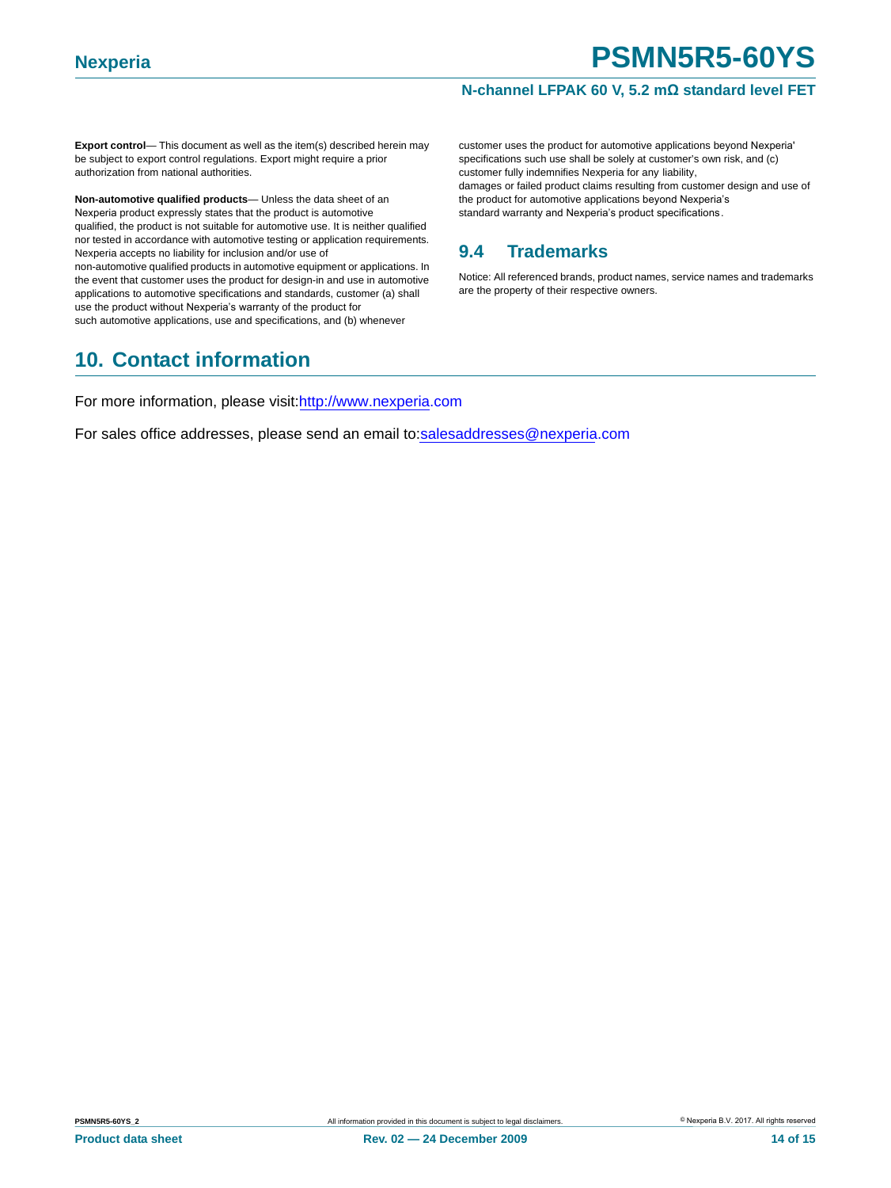**Export control**— This document as well as the item(s) described herein may be subject to export control regulations. Export might require a prior authorization from national authorities.

**Non-automotive qualified products**— Unless the data sheet of an Nexperia product expressly states that the product is automotive qualified, the product is not suitable for automotive use. It is neither qualified nor tested in accordance with automotive testing or application requirements. Nexperia accepts no liability for inclusion and/or use of non-automotive qualified products in automotive equipment or applications. In the event that customer uses the product for design-in and use in automotive applications to automotive specifications and standards, customer (a) shall use the product without Nexperia's warranty of the product for such automotive applications, use and specifications, and (b) whenever customer uses the product for automotive applications beyond Nexperia' specifications such use shall be solely at customer's own risk, and (c) customer fully indemnifies Nexperia for any liability, damages or failed product claims resulting from customer design and use of the product for automotive applications beyond Nexperia's standard warranty and Nexperia's product specifications.

### 9.4 Trademarks

Notice: All referenced brands, product names, service names and trademarks are the property of their respective owners.

## 10. Contact information

For more information, please visit: http://www.nexperia.com

For sales office addresses, please send an email to: salesaddresses@nexperia.com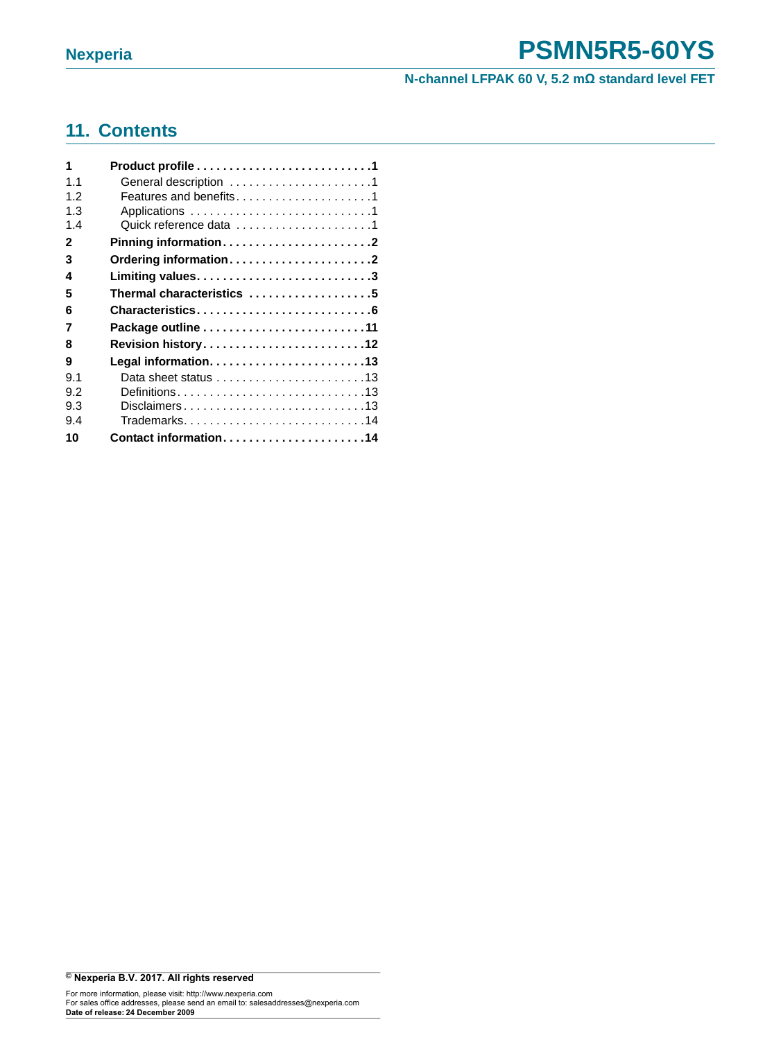## 11. Contents

**1 Product profile . . . . . . . . . . 1**
1.1 General description . . . . . . . . . . 1
1.2 Features and benefits . . . . . . . . . . 1
1.3 Applications . . . . . . . . . . 1
1.4 Quick reference data . . . . . . . . . . 1
**2 Pinning information . . . . . . . . . . 2**
**3 Ordering information . . . . . . . . . . 2**
**4 Limiting values . . . . . . . . . . 3**
**5 Thermal characteristics . . . . . . . . . . 5**
**6 Characteristics . . . . . . . . . . 6**
**7 Package outline . . . . . . . . . . 11**
**8 Revision history . . . . . . . . . . 12**
**9 Legal information . . . . . . . . . . 13**
9.1 Data sheet status . . . . . . . . . . 13
9.2 Definitions . . . . . . . . . . 13
9.3 Disclaimers . . . . . . . . . . 13
9.4 Trademarks . . . . . . . . . . 14
**10 Contact information . . . . . . . . . . 14**

**© Nexperia B.V. 2017. All rights reserved**

For more information, please visit: http://www.nexperia.com
For sales office addresses, please send an email to: salesaddresses@nexperia.com
**Date of release: 24 December 2009**